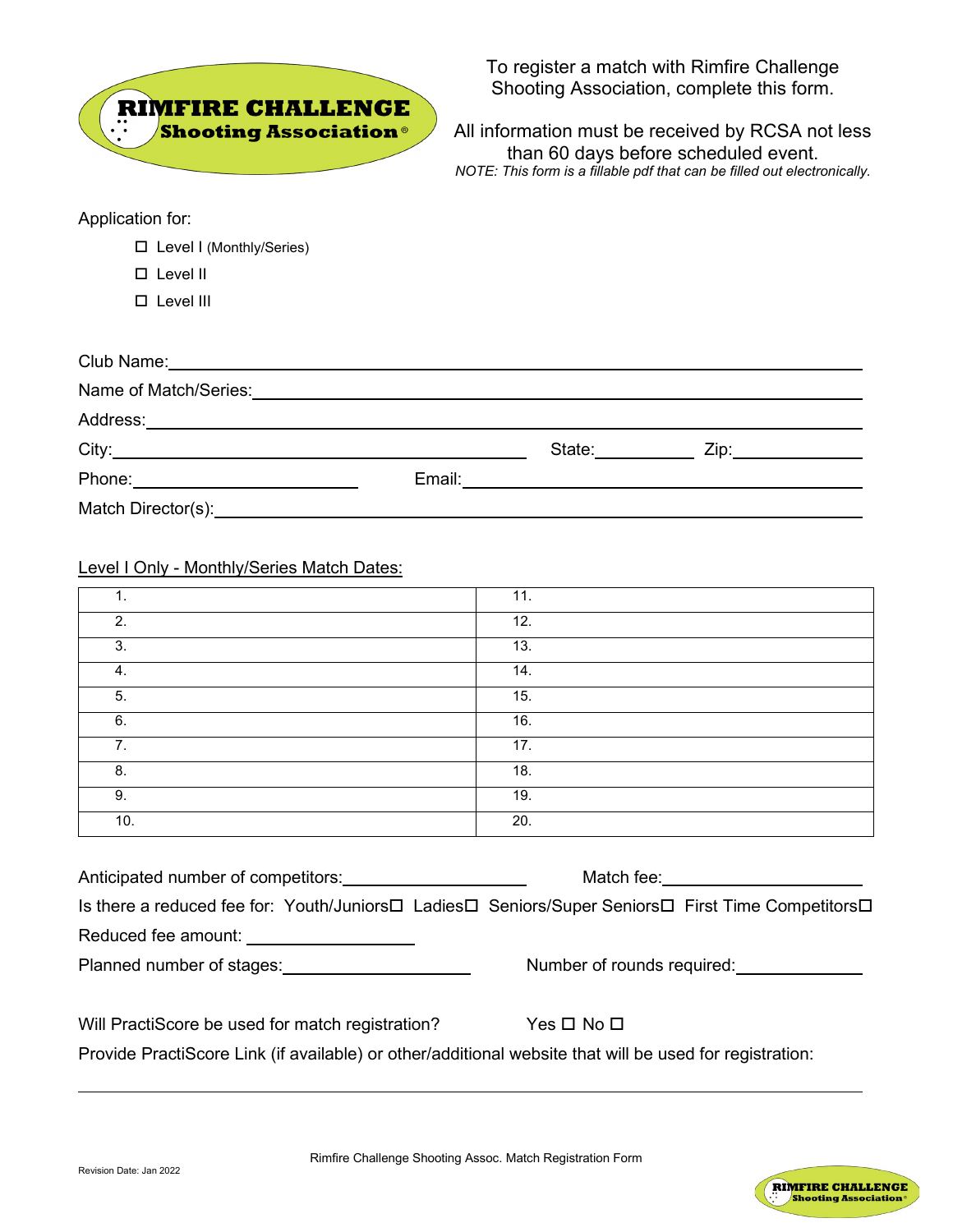**RIMFIRE CHALLENGE Shooting Association®**

To register a match with Rimfire Challenge Shooting Association, complete this form.

All information must be received by RCSA not less than 60 days before scheduled event.

*NOTE: This form is a fillable pdf that can be filled out electronically.*

Application for:

- ☐ Level I (Monthly/Series)
- ☐ Level II
- ☐ Level III

Club Name: \_\_\_\_\_\_\_\_\_\_\_\_\_\_\_\_\_\_\_\_\_\_\_\_\_\_\_\_\_\_\_\_\_\_\_\_\_\_\_\_

Name of Match/Series: \_\_\_\_\_\_\_\_\_\_\_\_\_\_\_\_\_\_\_\_\_\_\_\_\_\_\_\_\_\_\_\_\_\_\_\_\_\_\_\_

Address: \_\_\_\_\_\_\_\_\_\_\_\_\_\_\_\_\_\_\_\_\_\_\_\_\_\_\_\_\_\_\_\_\_\_\_\_\_\_\_\_

City: \_\_\_\_\_\_\_\_\_\_\_\_\_\_\_\_\_\_\_\_ State: \_\_\_\_\_\_\_\_ Zip: \_\_\_\_\_\_\_\_

Phone: \_\_\_\_\_\_\_\_\_\_\_\_\_\_\_\_ Email: \_\_\_\_\_\_\_\_\_\_\_\_\_\_\_\_\_\_\_\_

Match Director(s): \_\_\_\_\_\_\_\_\_\_\_\_\_\_\_\_\_\_\_\_\_\_\_\_\_\_\_\_\_\_\_\_\_\_\_\_\_\_\_\_

Level I Only - Monthly/Series Match Dates:

| | |
|---|---|
| 1. | 11. |
| 2. | 12. |
| 3. | 13. |
| 4. | 14. |
| 5. | 15. |
| 6. | 16. |
| 7. | 17. |
| 8. | 18. |
| 9. | 19. |
| 10. | 20. |

Anticipated number of competitors: \_\_\_\_\_\_\_\_\_\_\_\_\_\_\_\_ Match fee: \_\_\_\_\_\_\_\_\_\_\_\_\_\_\_\_

Is there a reduced fee for: Youth/Juniors☐ Ladies☐ Seniors/Super Seniors☐ First Time Competitors☐

Reduced fee amount: \_\_\_\_\_\_\_\_\_\_\_\_\_\_\_\_

Planned number of stages: \_\_\_\_\_\_\_\_\_\_\_\_\_\_\_\_ Number of rounds required: \_\_\_\_\_\_\_\_\_\_\_\_\_\_\_\_

Will PractiScore be used for match registration? Yes ☐ No ☐

Provide PractiScore Link (if available) or other/additional website that will be used for registration:

\_\_\_\_\_\_\_\_\_\_\_\_\_\_\_\_\_\_\_\_\_\_\_\_\_\_\_\_\_\_\_\_\_\_\_\_\_\_\_\_\_\_\_\_\_\_\_\_\_\_\_\_\_\_\_\_\_\_\_\_

Revision Date: Jan 2022

Rimfire Challenge Shooting Assoc. Match Registration Form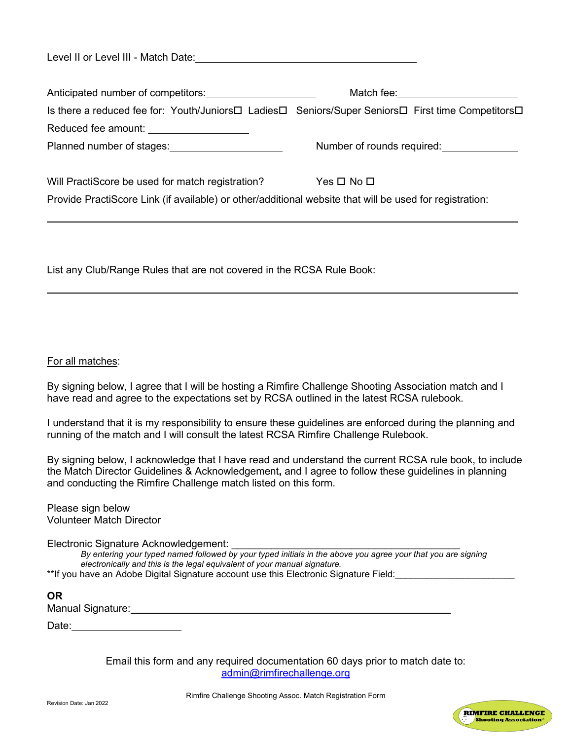Level II or Level III - Match Date:\_\_\_\_\_\_\_\_\_\_\_\_\_\_\_\_\_\_\_\_\_\_\_\_\_\_\_\_\_\_\_\_\_\_\_\_\_\_\_\_

Anticipated number of competitors:\_\_\_\_\_\_\_\_\_\_\_\_\_\_\_\_\_\_\_\_ Match fee:\_\_\_\_\_\_\_\_\_\_\_\_\_\_\_\_\_\_\_\_

Is there a reduced fee for: Youth/Juniors☐ Ladies☐ Seniors/Super Seniors☐ First time Competitors☐

Reduced fee amount: \_\_\_\_\_\_\_\_\_\_\_\_\_\_\_\_\_\_

Planned number of stages:\_\_\_\_\_\_\_\_\_\_\_\_\_\_\_\_\_\_\_\_ Number of rounds required:\_\_\_\_\_\_\_\_\_\_\_\_\_\_

Will PractiScore be used for match registration? Yes ☐ No ☐

Provide PractiScore Link (if available) or other/additional website that will be used for registration:

\_\_\_\_\_\_\_\_\_\_\_\_\_\_\_\_\_\_\_\_\_\_\_\_\_\_\_\_\_\_\_\_\_\_\_\_\_\_\_\_\_\_\_\_\_\_\_\_\_\_\_\_\_\_\_\_\_\_\_\_\_\_\_\_\_\_\_\_\_\_\_\_\_\_\_\_\_\_

List any Club/Range Rules that are not covered in the RCSA Rule Book:

\_\_\_\_\_\_\_\_\_\_\_\_\_\_\_\_\_\_\_\_\_\_\_\_\_\_\_\_\_\_\_\_\_\_\_\_\_\_\_\_\_\_\_\_\_\_\_\_\_\_\_\_\_\_\_\_\_\_\_\_\_\_\_\_\_\_\_\_\_\_\_\_\_\_\_\_\_\_

<u>For all matches</u>:

By signing below, I agree that I will be hosting a Rimfire Challenge Shooting Association match and I have read and agree to the expectations set by RCSA outlined in the latest RCSA rulebook.

I understand that it is my responsibility to ensure these guidelines are enforced during the planning and running of the match and I will consult the latest RCSA Rimfire Challenge Rulebook.

By signing below, I acknowledge that I have read and understand the current RCSA rule book, to include the Match Director Guidelines & Acknowledgement**,** and I agree to follow these guidelines in planning and conducting the Rimfire Challenge match listed on this form.

Please sign below
Volunteer Match Director

Electronic Signature Acknowledgement: \_\_\_\_\_\_\_\_\_\_\_\_\_\_\_\_\_\_\_\_\_\_\_\_\_\_\_\_\_\_\_\_\_\_\_\_\_\_\_\_

*By entering your typed named followed by your typed initials in the above you agree your that you are signing electronically and this is the legal equivalent of your manual signature.*

**If you have an Adobe Digital Signature account use this Electronic Signature Field:\_\_\_\_\_\_\_\_\_\_\_\_\_\_\_\_\_\_\_\_\_\_

**OR**

Manual Signature:\_\_\_\_\_\_\_\_\_\_\_\_\_\_\_\_\_\_\_\_\_\_\_\_\_\_\_\_\_\_\_\_\_\_\_\_\_\_\_\_\_\_\_\_\_\_\_\_\_\_\_\_\_\_\_\_

Date:\_\_\_\_\_\_\_\_\_\_\_\_\_\_\_\_\_\_\_\_

Email this form and any required documentation 60 days prior to match date to:
admin@rimfirechallenge.org

Revision Date: Jan 2022

Rimfire Challenge Shooting Assoc. Match Registration Form

RIMFIRE CHALLENGE Shooting Association®